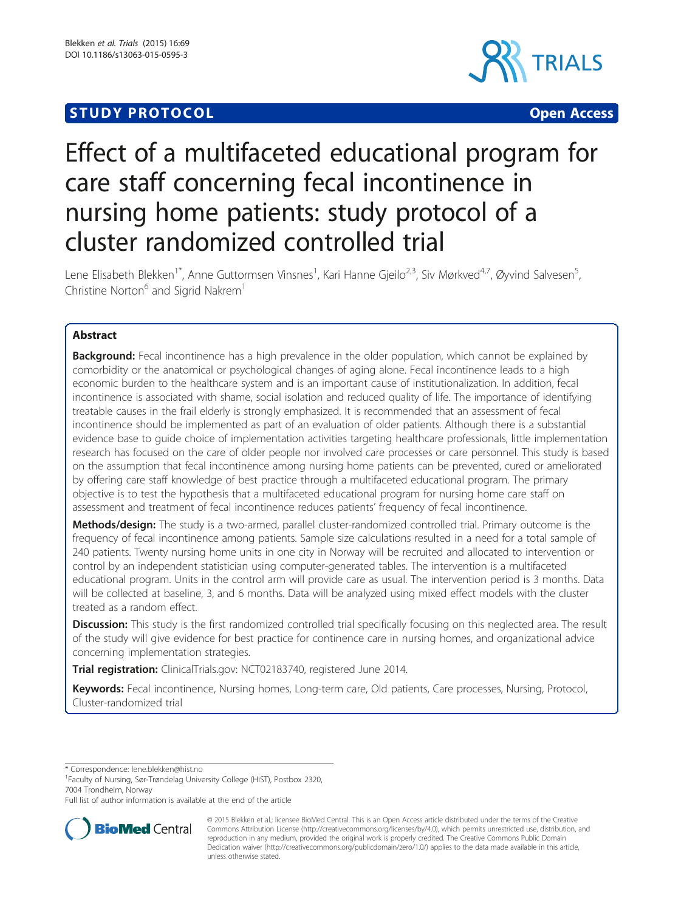**STUDY PROTOCOL** **Open Access**

# Effect of a multifaceted educational program for care staff concerning fecal incontinence in nursing home patients: study protocol of a cluster randomized controlled trial

Lene Elisabeth Blekken[1*], Anne Guttormsen Vinsnes[1], Kari Hanne Gjeilo[2,3], Siv Mørkved[4,7], Øyvind Salvesen[5], Christine Norton[6] and Sigrid Nakrem[1]

## Abstract

**Background:** Fecal incontinence has a high prevalence in the older population, which cannot be explained by comorbidity or the anatomical or psychological changes of aging alone. Fecal incontinence leads to a high economic burden to the healthcare system and is an important cause of institutionalization. In addition, fecal incontinence is associated with shame, social isolation and reduced quality of life. The importance of identifying treatable causes in the frail elderly is strongly emphasized. It is recommended that an assessment of fecal incontinence should be implemented as part of an evaluation of older patients. Although there is a substantial evidence base to guide choice of implementation activities targeting healthcare professionals, little implementation research has focused on the care of older people nor involved care processes or care personnel. This study is based on the assumption that fecal incontinence among nursing home patients can be prevented, cured or ameliorated by offering care staff knowledge of best practice through a multifaceted educational program. The primary objective is to test the hypothesis that a multifaceted educational program for nursing home care staff on assessment and treatment of fecal incontinence reduces patients' frequency of fecal incontinence.

**Methods/design:** The study is a two-armed, parallel cluster-randomized controlled trial. Primary outcome is the frequency of fecal incontinence among patients. Sample size calculations resulted in a need for a total sample of 240 patients. Twenty nursing home units in one city in Norway will be recruited and allocated to intervention or control by an independent statistician using computer-generated tables. The intervention is a multifaceted educational program. Units in the control arm will provide care as usual. The intervention period is 3 months. Data will be collected at baseline, 3, and 6 months. Data will be analyzed using mixed effect models with the cluster treated as a random effect.

**Discussion:** This study is the first randomized controlled trial specifically focusing on this neglected area. The result of the study will give evidence for best practice for continence care in nursing homes, and organizational advice concerning implementation strategies.

**Trial registration:** ClinicalTrials.gov: NCT02183740, registered June 2014.

**Keywords:** Fecal incontinence, Nursing homes, Long-term care, Old patients, Care processes, Nursing, Protocol, Cluster-randomized trial

\* Correspondence: lene.blekken@hist.no
[1]Faculty of Nursing, Sør-Trøndelag University College (HiST), Postbox 2320, 7004 Trondheim, Norway
Full list of author information is available at the end of the article

© 2015 Blekken et al.; licensee BioMed Central. This is an Open Access article distributed under the terms of the Creative Commons Attribution License (http://creativecommons.org/licenses/by/4.0), which permits unrestricted use, distribution, and reproduction in any medium, provided the original work is properly credited. The Creative Commons Public Domain Dedication waiver (http://creativecommons.org/publicdomain/zero/1.0/) applies to the data made available in this article, unless otherwise stated.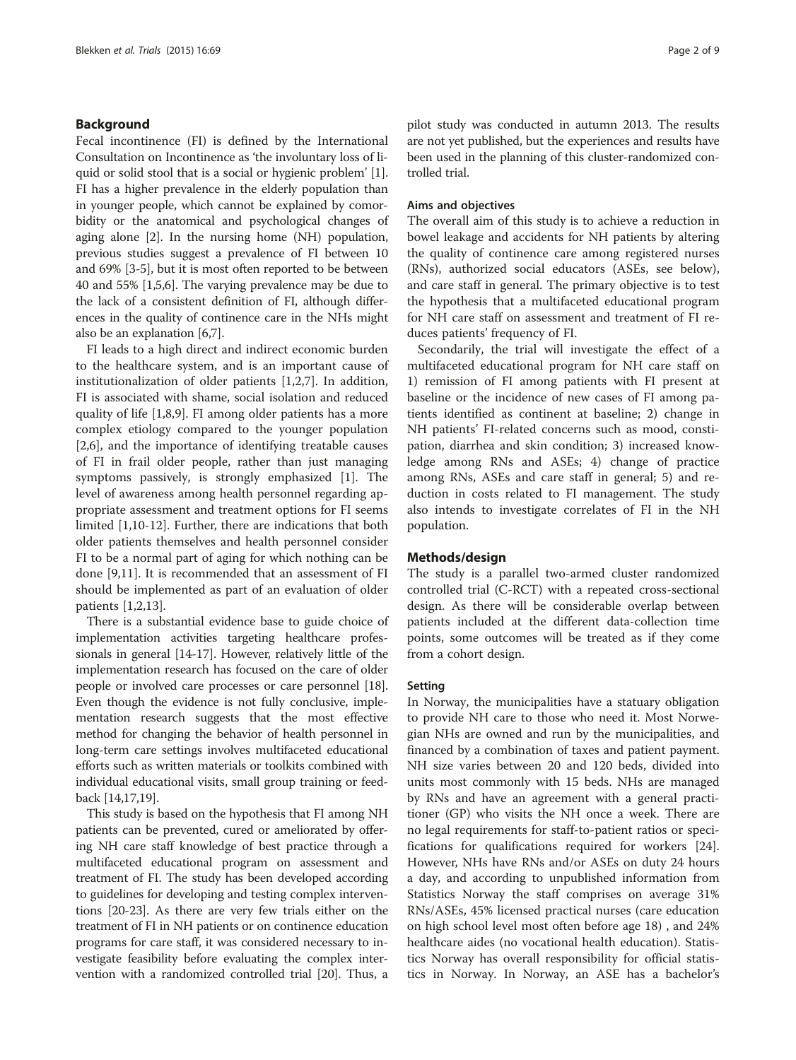## Background

Fecal incontinence (FI) is defined by the International Consultation on Incontinence as 'the involuntary loss of liquid or solid stool that is a social or hygienic problem' [1]. FI has a higher prevalence in the elderly population than in younger people, which cannot be explained by comorbidity or the anatomical and psychological changes of aging alone [2]. In the nursing home (NH) population, previous studies suggest a prevalence of FI between 10 and 69% [3-5], but it is most often reported to be between 40 and 55% [1,5,6]. The varying prevalence may be due to the lack of a consistent definition of FI, although differences in the quality of continence care in the NHs might also be an explanation [6,7].

FI leads to a high direct and indirect economic burden to the healthcare system, and is an important cause of institutionalization of older patients [1,2,7]. In addition, FI is associated with shame, social isolation and reduced quality of life [1,8,9]. FI among older patients has a more complex etiology compared to the younger population [2,6], and the importance of identifying treatable causes of FI in frail older people, rather than just managing symptoms passively, is strongly emphasized [1]. The level of awareness among health personnel regarding appropriate assessment and treatment options for FI seems limited [1,10-12]. Further, there are indications that both older patients themselves and health personnel consider FI to be a normal part of aging for which nothing can be done [9,11]. It is recommended that an assessment of FI should be implemented as part of an evaluation of older patients [1,2,13].

There is a substantial evidence base to guide choice of implementation activities targeting healthcare professionals in general [14-17]. However, relatively little of the implementation research has focused on the care of older people or involved care processes or care personnel [18]. Even though the evidence is not fully conclusive, implementation research suggests that the most effective method for changing the behavior of health personnel in long-term care settings involves multifaceted educational efforts such as written materials or toolkits combined with individual educational visits, small group training or feedback [14,17,19].

This study is based on the hypothesis that FI among NH patients can be prevented, cured or ameliorated by offering NH care staff knowledge of best practice through a multifaceted educational program on assessment and treatment of FI. The study has been developed according to guidelines for developing and testing complex interventions [20-23]. As there are very few trials either on the treatment of FI in NH patients or on continence education programs for care staff, it was considered necessary to investigate feasibility before evaluating the complex intervention with a randomized controlled trial [20]. Thus, a pilot study was conducted in autumn 2013. The results are not yet published, but the experiences and results have been used in the planning of this cluster-randomized controlled trial.

### Aims and objectives

The overall aim of this study is to achieve a reduction in bowel leakage and accidents for NH patients by altering the quality of continence care among registered nurses (RNs), authorized social educators (ASEs, see below), and care staff in general. The primary objective is to test the hypothesis that a multifaceted educational program for NH care staff on assessment and treatment of FI reduces patients' frequency of FI.

Secondarily, the trial will investigate the effect of a multifaceted educational program for NH care staff on 1) remission of FI among patients with FI present at baseline or the incidence of new cases of FI among patients identified as continent at baseline; 2) change in NH patients' FI-related concerns such as mood, constipation, diarrhea and skin condition; 3) increased knowledge among RNs and ASEs; 4) change of practice among RNs, ASEs and care staff in general; 5) and reduction in costs related to FI management. The study also intends to investigate correlates of FI in the NH population.

## Methods/design

The study is a parallel two-armed cluster randomized controlled trial (C-RCT) with a repeated cross-sectional design. As there will be considerable overlap between patients included at the different data-collection time points, some outcomes will be treated as if they come from a cohort design.

### Setting

In Norway, the municipalities have a statuary obligation to provide NH care to those who need it. Most Norwegian NHs are owned and run by the municipalities, and financed by a combination of taxes and patient payment. NH size varies between 20 and 120 beds, divided into units most commonly with 15 beds. NHs are managed by RNs and have an agreement with a general practitioner (GP) who visits the NH once a week. There are no legal requirements for staff-to-patient ratios or specifications for qualifications required for workers [24]. However, NHs have RNs and/or ASEs on duty 24 hours a day, and according to unpublished information from Statistics Norway the staff comprises on average 31% RNs/ASEs, 45% licensed practical nurses (care education on high school level most often before age 18) , and 24% healthcare aides (no vocational health education). Statistics Norway has overall responsibility for official statistics in Norway. In Norway, an ASE has a bachelor's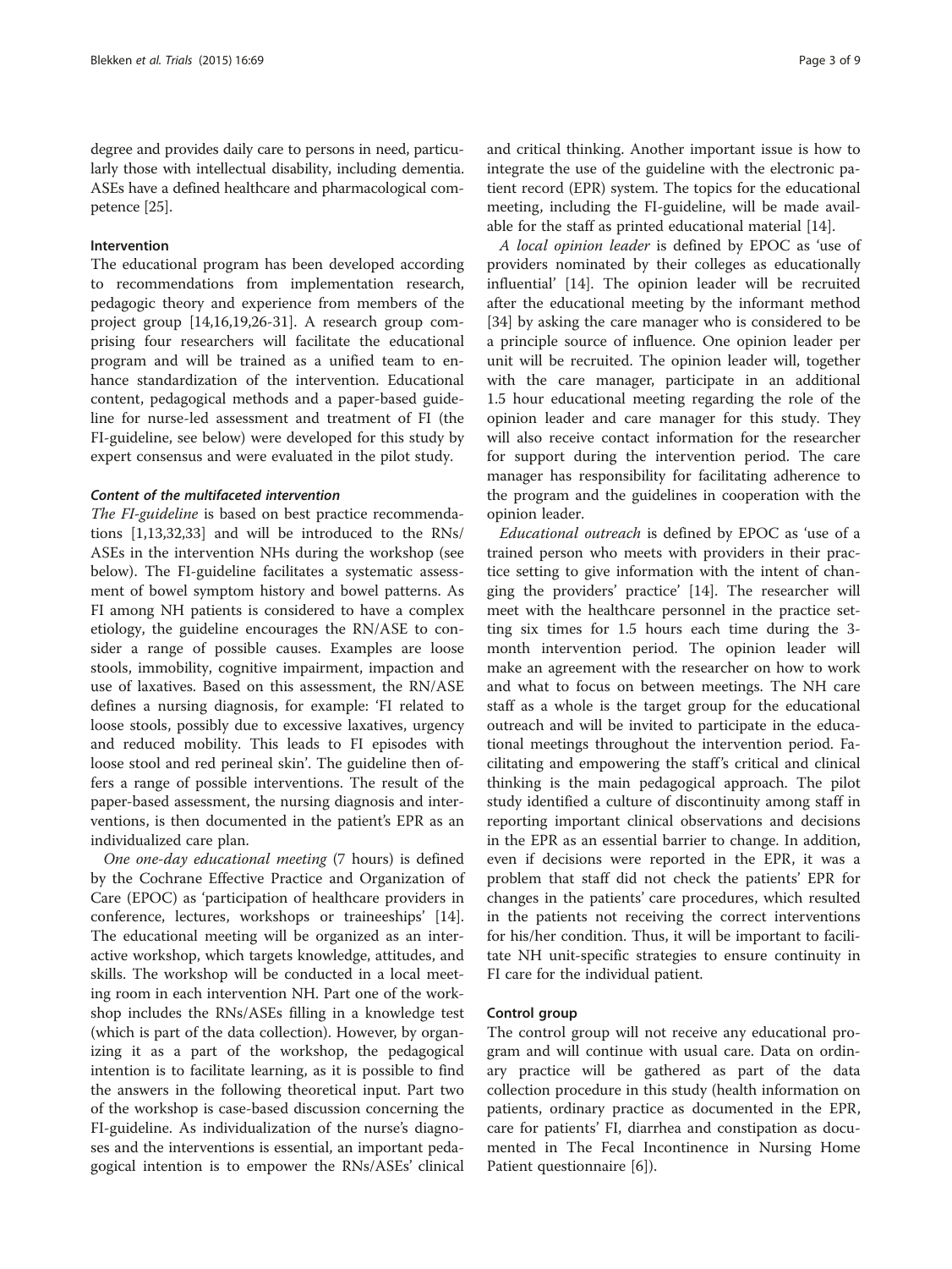degree and provides daily care to persons in need, particularly those with intellectual disability, including dementia. ASEs have a defined healthcare and pharmacological competence [25].

#### Intervention

The educational program has been developed according to recommendations from implementation research, pedagogic theory and experience from members of the project group [14,16,19,26-31]. A research group comprising four researchers will facilitate the educational program and will be trained as a unified team to enhance standardization of the intervention. Educational content, pedagogical methods and a paper-based guideline for nurse-led assessment and treatment of FI (the FI-guideline, see below) were developed for this study by expert consensus and were evaluated in the pilot study.

##### *Content of the multifaceted intervention*

*The FI-guideline* is based on best practice recommendations [1,13,32,33] and will be introduced to the RNs/ASEs in the intervention NHs during the workshop (see below). The FI-guideline facilitates a systematic assessment of bowel symptom history and bowel patterns. As FI among NH patients is considered to have a complex etiology, the guideline encourages the RN/ASE to consider a range of possible causes. Examples are loose stools, immobility, cognitive impairment, impaction and use of laxatives. Based on this assessment, the RN/ASE defines a nursing diagnosis, for example: 'FI related to loose stools, possibly due to excessive laxatives, urgency and reduced mobility. This leads to FI episodes with loose stool and red perineal skin'. The guideline then offers a range of possible interventions. The result of the paper-based assessment, the nursing diagnosis and interventions, is then documented in the patient's EPR as an individualized care plan.

*One one-day educational meeting* (7 hours) is defined by the Cochrane Effective Practice and Organization of Care (EPOC) as 'participation of healthcare providers in conference, lectures, workshops or traineeships' [14]. The educational meeting will be organized as an interactive workshop, which targets knowledge, attitudes, and skills. The workshop will be conducted in a local meeting room in each intervention NH. Part one of the workshop includes the RNs/ASEs filling in a knowledge test (which is part of the data collection). However, by organizing it as a part of the workshop, the pedagogical intention is to facilitate learning, as it is possible to find the answers in the following theoretical input. Part two of the workshop is case-based discussion concerning the FI-guideline. As individualization of the nurse's diagnoses and the interventions is essential, an important pedagogical intention is to empower the RNs/ASEs' clinical and critical thinking. Another important issue is how to integrate the use of the guideline with the electronic patient record (EPR) system. The topics for the educational meeting, including the FI-guideline, will be made available for the staff as printed educational material [14].

*A local opinion leader* is defined by EPOC as 'use of providers nominated by their colleges as educationally influential' [14]. The opinion leader will be recruited after the educational meeting by the informant method [34] by asking the care manager who is considered to be a principle source of influence. One opinion leader per unit will be recruited. The opinion leader will, together with the care manager, participate in an additional 1.5 hour educational meeting regarding the role of the opinion leader and care manager for this study. They will also receive contact information for the researcher for support during the intervention period. The care manager has responsibility for facilitating adherence to the program and the guidelines in cooperation with the opinion leader.

*Educational outreach* is defined by EPOC as 'use of a trained person who meets with providers in their practice setting to give information with the intent of changing the providers' practice' [14]. The researcher will meet with the healthcare personnel in the practice setting six times for 1.5 hours each time during the 3-month intervention period. The opinion leader will make an agreement with the researcher on how to work and what to focus on between meetings. The NH care staff as a whole is the target group for the educational outreach and will be invited to participate in the educational meetings throughout the intervention period. Facilitating and empowering the staff's critical and clinical thinking is the main pedagogical approach. The pilot study identified a culture of discontinuity among staff in reporting important clinical observations and decisions in the EPR as an essential barrier to change. In addition, even if decisions were reported in the EPR, it was a problem that staff did not check the patients' EPR for changes in the patients' care procedures, which resulted in the patients not receiving the correct interventions for his/her condition. Thus, it will be important to facilitate NH unit-specific strategies to ensure continuity in FI care for the individual patient.

#### Control group

The control group will not receive any educational program and will continue with usual care. Data on ordinary practice will be gathered as part of the data collection procedure in this study (health information on patients, ordinary practice as documented in the EPR, care for patients' FI, diarrhea and constipation as documented in The Fecal Incontinence in Nursing Home Patient questionnaire [6]).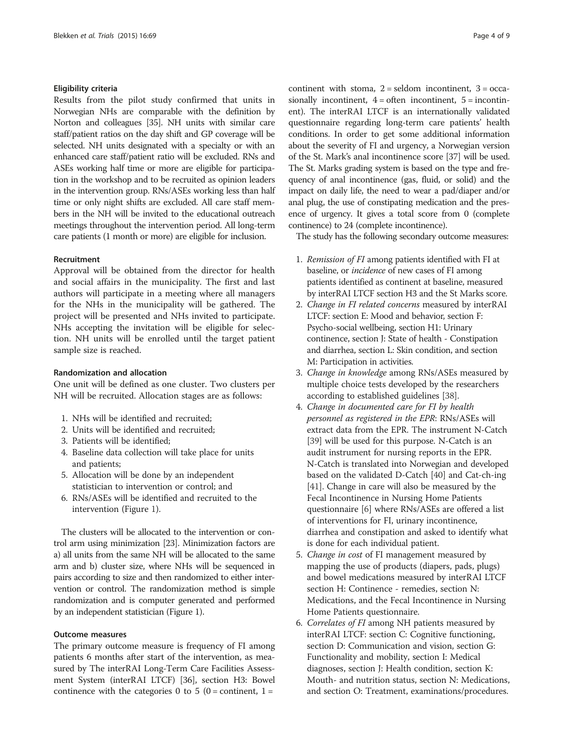### Eligibility criteria

Results from the pilot study confirmed that units in Norwegian NHs are comparable with the definition by Norton and colleagues [35]. NH units with similar care staff/patient ratios on the day shift and GP coverage will be selected. NH units designated with a specialty or with an enhanced care staff/patient ratio will be excluded. RNs and ASEs working half time or more are eligible for participation in the workshop and to be recruited as opinion leaders in the intervention group. RNs/ASEs working less than half time or only night shifts are excluded. All care staff members in the NH will be invited to the educational outreach meetings throughout the intervention period. All long-term care patients (1 month or more) are eligible for inclusion.

### Recruitment

Approval will be obtained from the director for health and social affairs in the municipality. The first and last authors will participate in a meeting where all managers for the NHs in the municipality will be gathered. The project will be presented and NHs invited to participate. NHs accepting the invitation will be eligible for selection. NH units will be enrolled until the target patient sample size is reached.

### Randomization and allocation

One unit will be defined as one cluster. Two clusters per NH will be recruited. Allocation stages are as follows:

1. NHs will be identified and recruited;
2. Units will be identified and recruited;
3. Patients will be identified;
4. Baseline data collection will take place for units and patients;
5. Allocation will be done by an independent statistician to intervention or control; and
6. RNs/ASEs will be identified and recruited to the intervention (Figure 1).

The clusters will be allocated to the intervention or control arm using minimization [23]. Minimization factors are a) all units from the same NH will be allocated to the same arm and b) cluster size, where NHs will be sequenced in pairs according to size and then randomized to either intervention or control. The randomization method is simple randomization and is computer generated and performed by an independent statistician (Figure 1).

### Outcome measures

The primary outcome measure is frequency of FI among patients 6 months after start of the intervention, as measured by The interRAI Long-Term Care Facilities Assessment System (interRAI LTCF) [36], section H3: Bowel continence with the categories 0 to 5 (0 = continent, 1 = continent with stoma, 2 = seldom incontinent, 3 = occasionally incontinent, 4 = often incontinent, 5 = incontinent). The interRAI LTCF is an internationally validated questionnaire regarding long-term care patients' health conditions. In order to get some additional information about the severity of FI and urgency, a Norwegian version of the St. Mark's anal incontinence score [37] will be used. The St. Marks grading system is based on the type and frequency of anal incontinence (gas, fluid, or solid) and the impact on daily life, the need to wear a pad/diaper and/or anal plug, the use of constipating medication and the presence of urgency. It gives a total score from 0 (complete continence) to 24 (complete incontinence).

The study has the following secondary outcome measures:

1. *Remission of FI* among patients identified with FI at baseline, or *incidence* of new cases of FI among patients identified as continent at baseline, measured by interRAI LTCF section H3 and the St Marks score.
2. *Change in FI related concerns* measured by interRAI LTCF: section E: Mood and behavior, section F: Psycho-social wellbeing, section H1: Urinary continence, section J: State of health - Constipation and diarrhea, section L: Skin condition, and section M: Participation in activities.
3. *Change in knowledge* among RNs/ASEs measured by multiple choice tests developed by the researchers according to established guidelines [38].
4. *Change in documented care for FI by health personnel as registered in the EPR*: RNs/ASEs will extract data from the EPR. The instrument N-Catch [39] will be used for this purpose. N-Catch is an audit instrument for nursing reports in the EPR. N-Catch is translated into Norwegian and developed based on the validated D-Catch [40] and Cat-ch-ing [41]. Change in care will also be measured by the Fecal Incontinence in Nursing Home Patients questionnaire [6] where RNs/ASEs are offered a list of interventions for FI, urinary incontinence, diarrhea and constipation and asked to identify what is done for each individual patient.
5. *Change in cost* of FI management measured by mapping the use of products (diapers, pads, plugs) and bowel medications measured by interRAI LTCF section H: Continence - remedies, section N: Medications, and the Fecal Incontinence in Nursing Home Patients questionnaire.
6. *Correlates of FI* among NH patients measured by interRAI LTCF: section C: Cognitive functioning, section D: Communication and vision, section G: Functionality and mobility, section I: Medical diagnoses, section J: Health condition, section K: Mouth- and nutrition status, section N: Medications, and section O: Treatment, examinations/procedures.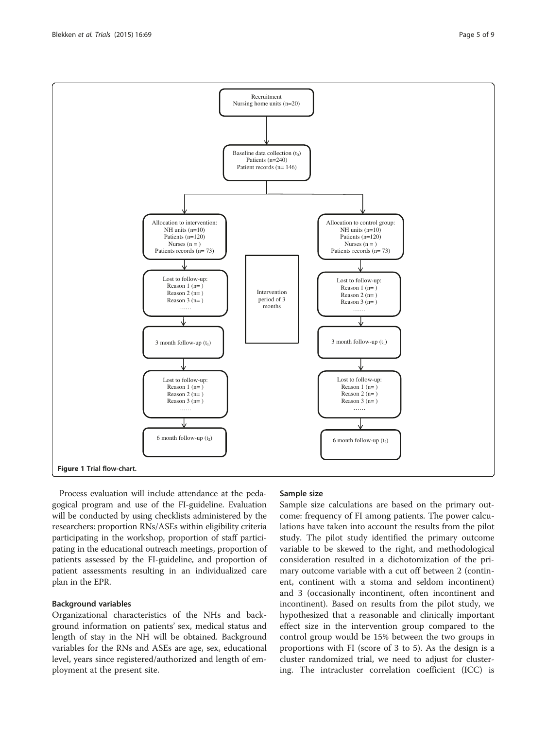Recruitment
Nursing home units (n=20)

Baseline data collection ($t_0$)
Patients (n=240)
Patient records (n= 146)

Allocation to intervention:
NH units (n=10)
Patients (n=120)
Nurses (n = )
Patients records (n= 73)

Allocation to control group:
NH units (n=10)
Patients (n=120)
Nurses (n = )
Patients records (n= 73)

Intervention period of 3 months

Lost to follow-up:
Reason 1 (n= )
Reason 2 (n= )
Reason 3 (n= )
……

3 month follow-up ($t_1$)

Lost to follow-up:
Reason 1 (n= )
Reason 2 (n= )
Reason 3 (n= )
……

6 month follow-up ($t_2$)

**Figure 1 Trial flow-chart.**

Process evaluation will include attendance at the pedagogical program and use of the FI-guideline. Evaluation will be conducted by using checklists administered by the researchers: proportion RNs/ASEs within eligibility criteria participating in the workshop, proportion of staff participating in the educational outreach meetings, proportion of patients assessed by the FI-guideline, and proportion of patient assessments resulting in an individualized care plan in the EPR.

### Background variables

Organizational characteristics of the NHs and background information on patients' sex, medical status and length of stay in the NH will be obtained. Background variables for the RNs and ASEs are age, sex, educational level, years since registered/authorized and length of employment at the present site.

### Sample size

Sample size calculations are based on the primary outcome: frequency of FI among patients. The power calculations have taken into account the results from the pilot study. The pilot study identified the primary outcome variable to be skewed to the right, and methodological consideration resulted in a dichotomization of the primary outcome variable with a cut off between 2 (continent, continent with a stoma and seldom incontinent) and 3 (occasionally incontinent, often incontinent and incontinent). Based on results from the pilot study, we hypothesized that a reasonable and clinically important effect size in the intervention group compared to the control group would be 15% between the two groups in proportions with FI (score of 3 to 5). As the design is a cluster randomized trial, we need to adjust for clustering. The intracluster correlation coefficient (ICC) is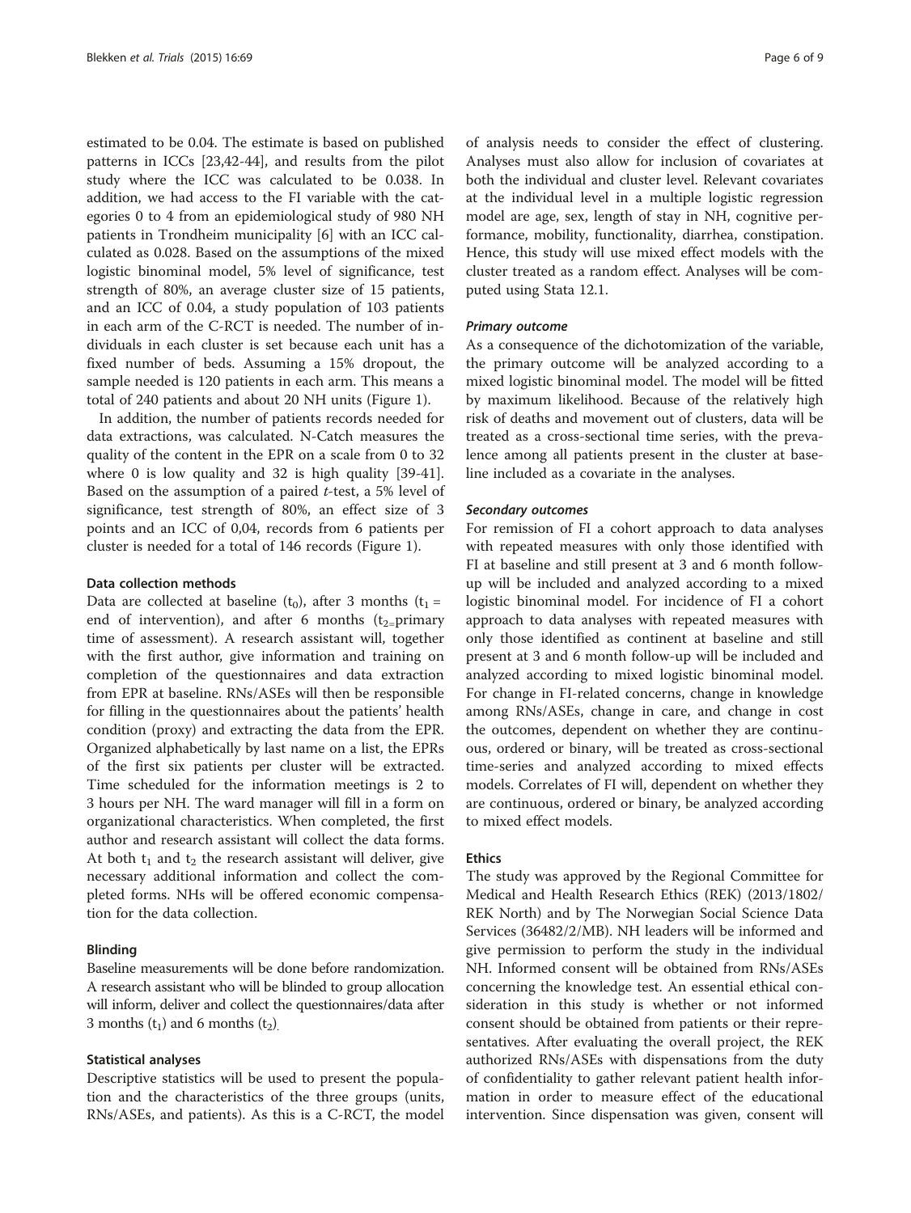estimated to be 0.04. The estimate is based on published patterns in ICCs [23,42-44], and results from the pilot study where the ICC was calculated to be 0.038. In addition, we had access to the FI variable with the categories 0 to 4 from an epidemiological study of 980 NH patients in Trondheim municipality [6] with an ICC calculated as 0.028. Based on the assumptions of the mixed logistic binominal model, 5% level of significance, test strength of 80%, an average cluster size of 15 patients, and an ICC of 0.04, a study population of 103 patients in each arm of the C-RCT is needed. The number of individuals in each cluster is set because each unit has a fixed number of beds. Assuming a 15% dropout, the sample needed is 120 patients in each arm. This means a total of 240 patients and about 20 NH units (Figure 1).

In addition, the number of patients records needed for data extractions, was calculated. N-Catch measures the quality of the content in the EPR on a scale from 0 to 32 where 0 is low quality and 32 is high quality [39-41]. Based on the assumption of a paired *t*-test, a 5% level of significance, test strength of 80%, an effect size of 3 points and an ICC of 0,04, records from 6 patients per cluster is needed for a total of 146 records (Figure 1).

### Data collection methods

Data are collected at baseline ($t_0$), after 3 months ($t_1$ = end of intervention), and after 6 months ($t_2$=primary time of assessment). A research assistant will, together with the first author, give information and training on completion of the questionnaires and data extraction from EPR at baseline. RNs/ASEs will then be responsible for filling in the questionnaires about the patients' health condition (proxy) and extracting the data from the EPR. Organized alphabetically by last name on a list, the EPRs of the first six patients per cluster will be extracted. Time scheduled for the information meetings is 2 to 3 hours per NH. The ward manager will fill in a form on organizational characteristics. When completed, the first author and research assistant will collect the data forms. At both $t_1$ and $t_2$ the research assistant will deliver, give necessary additional information and collect the completed forms. NHs will be offered economic compensation for the data collection.

### Blinding

Baseline measurements will be done before randomization. A research assistant who will be blinded to group allocation will inform, deliver and collect the questionnaires/data after 3 months ($t_1$) and 6 months ($t_2$).

### Statistical analyses

Descriptive statistics will be used to present the population and the characteristics of the three groups (units, RNs/ASEs, and patients). As this is a C-RCT, the model of analysis needs to consider the effect of clustering. Analyses must also allow for inclusion of covariates at both the individual and cluster level. Relevant covariates at the individual level in a multiple logistic regression model are age, sex, length of stay in NH, cognitive performance, mobility, functionality, diarrhea, constipation. Hence, this study will use mixed effect models with the cluster treated as a random effect. Analyses will be computed using Stata 12.1.

#### *Primary outcome*

As a consequence of the dichotomization of the variable, the primary outcome will be analyzed according to a mixed logistic binominal model. The model will be fitted by maximum likelihood. Because of the relatively high risk of deaths and movement out of clusters, data will be treated as a cross-sectional time series, with the prevalence among all patients present in the cluster at baseline included as a covariate in the analyses.

#### *Secondary outcomes*

For remission of FI a cohort approach to data analyses with repeated measures with only those identified with FI at baseline and still present at 3 and 6 month follow-up will be included and analyzed according to a mixed logistic binominal model. For incidence of FI a cohort approach to data analyses with repeated measures with only those identified as continent at baseline and still present at 3 and 6 month follow-up will be included and analyzed according to mixed logistic binominal model. For change in FI-related concerns, change in knowledge among RNs/ASEs, change in care, and change in cost the outcomes, dependent on whether they are continuous, ordered or binary, will be treated as cross-sectional time-series and analyzed according to mixed effects models. Correlates of FI will, dependent on whether they are continuous, ordered or binary, be analyzed according to mixed effect models.

### Ethics

The study was approved by the Regional Committee for Medical and Health Research Ethics (REK) (2013/1802/REK North) and by The Norwegian Social Science Data Services (36482/2/MB). NH leaders will be informed and give permission to perform the study in the individual NH. Informed consent will be obtained from RNs/ASEs concerning the knowledge test. An essential ethical consideration in this study is whether or not informed consent should be obtained from patients or their representatives. After evaluating the overall project, the REK authorized RNs/ASEs with dispensations from the duty of confidentiality to gather relevant patient health information in order to measure effect of the educational intervention. Since dispensation was given, consent will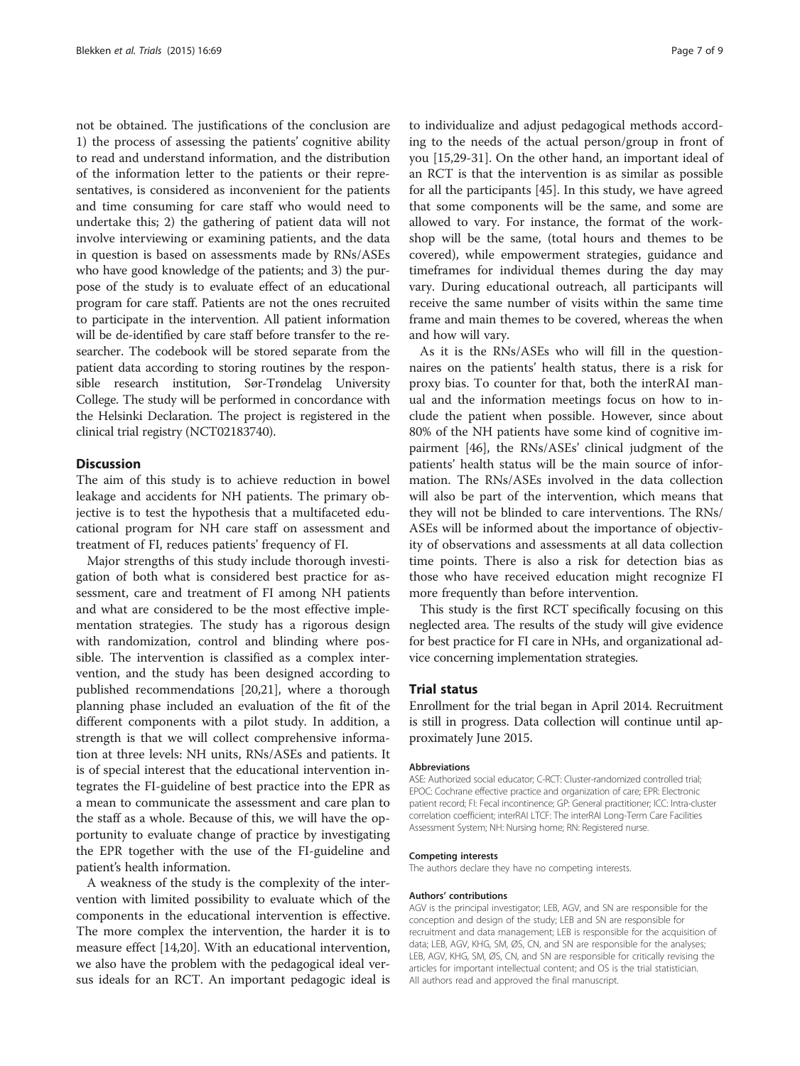not be obtained. The justifications of the conclusion are 1) the process of assessing the patients' cognitive ability to read and understand information, and the distribution of the information letter to the patients or their representatives, is considered as inconvenient for the patients and time consuming for care staff who would need to undertake this; 2) the gathering of patient data will not involve interviewing or examining patients, and the data in question is based on assessments made by RNs/ASEs who have good knowledge of the patients; and 3) the purpose of the study is to evaluate effect of an educational program for care staff. Patients are not the ones recruited to participate in the intervention. All patient information will be de-identified by care staff before transfer to the researcher. The codebook will be stored separate from the patient data according to storing routines by the responsible research institution, Sør-Trøndelag University College. The study will be performed in concordance with the Helsinki Declaration. The project is registered in the clinical trial registry (NCT02183740).

## Discussion

The aim of this study is to achieve reduction in bowel leakage and accidents for NH patients. The primary objective is to test the hypothesis that a multifaceted educational program for NH care staff on assessment and treatment of FI, reduces patients' frequency of FI.

Major strengths of this study include thorough investigation of both what is considered best practice for assessment, care and treatment of FI among NH patients and what are considered to be the most effective implementation strategies. The study has a rigorous design with randomization, control and blinding where possible. The intervention is classified as a complex intervention, and the study has been designed according to published recommendations [20,21], where a thorough planning phase included an evaluation of the fit of the different components with a pilot study. In addition, a strength is that we will collect comprehensive information at three levels: NH units, RNs/ASEs and patients. It is of special interest that the educational intervention integrates the FI-guideline of best practice into the EPR as a mean to communicate the assessment and care plan to the staff as a whole. Because of this, we will have the opportunity to evaluate change of practice by investigating the EPR together with the use of the FI-guideline and patient's health information.

A weakness of the study is the complexity of the intervention with limited possibility to evaluate which of the components in the educational intervention is effective. The more complex the intervention, the harder it is to measure effect [14,20]. With an educational intervention, we also have the problem with the pedagogical ideal versus ideals for an RCT. An important pedagogic ideal is to individualize and adjust pedagogical methods according to the needs of the actual person/group in front of you [15,29-31]. On the other hand, an important ideal of an RCT is that the intervention is as similar as possible for all the participants [45]. In this study, we have agreed that some components will be the same, and some are allowed to vary. For instance, the format of the workshop will be the same, (total hours and themes to be covered), while empowerment strategies, guidance and timeframes for individual themes during the day may vary. During educational outreach, all participants will receive the same number of visits within the same time frame and main themes to be covered, whereas the when and how will vary.

As it is the RNs/ASEs who will fill in the questionnaires on the patients' health status, there is a risk for proxy bias. To counter for that, both the interRAI manual and the information meetings focus on how to include the patient when possible. However, since about 80% of the NH patients have some kind of cognitive impairment [46], the RNs/ASEs' clinical judgment of the patients' health status will be the main source of information. The RNs/ASEs involved in the data collection will also be part of the intervention, which means that they will not be blinded to care interventions. The RNs/ASEs will be informed about the importance of objectivity of observations and assessments at all data collection time points. There is also a risk for detection bias as those who have received education might recognize FI more frequently than before intervention.

This study is the first RCT specifically focusing on this neglected area. The results of the study will give evidence for best practice for FI care in NHs, and organizational advice concerning implementation strategies.

## Trial status

Enrollment for the trial began in April 2014. Recruitment is still in progress. Data collection will continue until approximately June 2015.

#### Abbreviations

ASE: Authorized social educator; C-RCT: Cluster-randomized controlled trial; EPOC: Cochrane effective practice and organization of care; EPR: Electronic patient record; FI: Fecal incontinence; GP: General practitioner; ICC: Intra-cluster correlation coefficient; interRAI LTCF: The interRAI Long-Term Care Facilities Assessment System; NH: Nursing home; RN: Registered nurse.

#### Competing interests

The authors declare they have no competing interests.

#### Authors' contributions

AGV is the principal investigator; LEB, AGV, and SN are responsible for the conception and design of the study; LEB and SN are responsible for recruitment and data management; LEB is responsible for the acquisition of data; LEB, AGV, KHG, SM, ØS, CN, and SN are responsible for the analyses; LEB, AGV, KHG, SM, ØS, CN, and SN are responsible for critically revising the articles for important intellectual content; and OS is the trial statistician. All authors read and approved the final manuscript.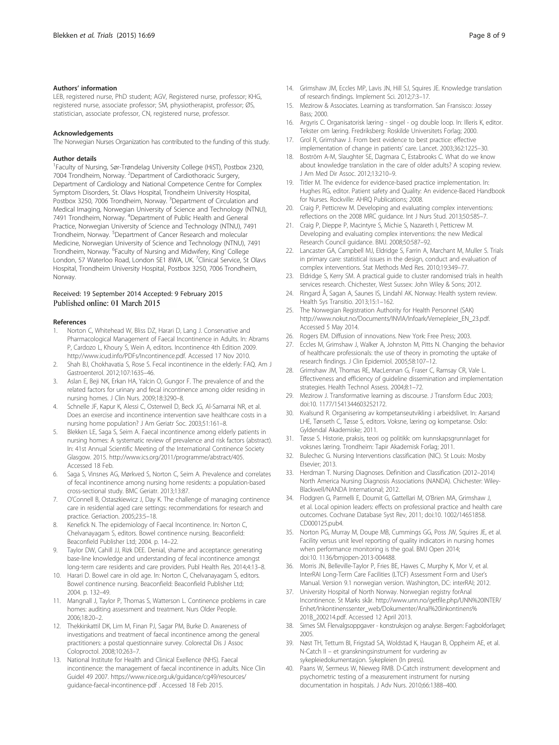### Authors' information

LEB, registered nurse, PhD student; AGV, Registered nurse, professor; KHG, registered nurse, associate professor; SM, physiotherapist, professor; ØS, statistician, associate professor, CN, registered nurse, professor.

### Acknowledgements

The Norwegian Nurses Organization has contributed to the funding of this study.

### Author details

[1]Faculty of Nursing, Sør-Trøndelag University College (HiST), Postbox 2320, 7004 Trondheim, Norway. [2]Department of Cardiothoracic Surgery, Department of Cardiology and National Competence Centre for Complex Symptom Disorders, St. Olavs Hospital, Trondheim University Hospital, Postbox 3250, 7006 Trondheim, Norway. [3]Department of Circulation and Medical Imaging, Norwegian University of Science and Technology (NTNU), 7491 Trondheim, Norway. [4]Department of Public Health and General Practice, Norwegian University of Science and Technology (NTNU), 7491 Trondheim, Norway. [5]Department of Cancer Research and molecular Medicine, Norwegian University of Science and Technology (NTNU), 7491 Trondheim, Norway. [6]Faculty of Nursing and Midwifery, King' College London, 57 Waterloo Road, London SE1 8WA, UK. [7]Clinical Service, St Olavs Hospital, Trondheim University Hospital, Postbox 3250, 7006 Trondheim, Norway.

Received: 19 September 2014 Accepted: 9 February 2015
Published online: 01 March 2015

### References

1. Norton C, Whitehead W, Bliss DZ, Harari D, Lang J. Conservative and Pharmacological Management of Faecal Incontinence in Adults. In: Abrams P, Cardozo L, Khoury S, Wein A, editors. Incontinence 4th Edition 2009. http://www.icud.info/PDFs/Incontinence.pdf. Accessed 17 Nov 2010.
2. Shah BJ, Chokhavatia S, Rose S. Fecal incontinence in the elderly: FAQ. Am J Gastroenterol. 2012;107:1635–46.
3. Aslan E, Beji NK, Erkan HA, Yalcin O, Gungor F. The prevalence of and the related factors for urinary and fecal incontinence among older residing in nursing homes. J Clin Nurs. 2009;18:3290–8.
4. Schnelle JF, Kapur K, Alessi C, Osterweil D, Beck JG, Al-Samarrai NR, et al. Does an exercise and incontinence intervention save healthcare costs in a nursing home population? J Am Geriatr Soc. 2003;51:161–8.
5. Blekken LE, Saga S, Seim A. Faecal incontinence among elderly patients in nursing homes: A systematic review of prevalence and risk factors (abstract). In: 41st Annual Scientific Meeting of the International Continence Society Glasgow. 2015. http://www.ics.org/2011/programme/abstract/405. Accessed 18 Feb.
6. Saga S, Vinsnes AG, Mørkved S, Norton C, Seim A. Prevalence and correlates of fecal incontinence among nursing home residents: a population-based cross-sectional study. BMC Geriatr. 2013;13:87.
7. O'Connell B, Ostaszkiewicz J, Day K. The challenge of managing continence care in residential aged care settings: recommendations for research and practice. Geriaction. 2005;23:5–18.
8. Kenefick N. The epidemiology of Faecal Incontinence. In: Norton C, Chelvanayagam S, editors. Bowel continence nursing. Beaconfield: Beaconfield Publisher Ltd; 2004. p. 14–22.
9. Taylor DW, Cahill JJ, Rizk DEE. Denial, shame and acceptance: generating base-line knowledge and understanding of fecal incontinence amongst long-term care residents and care providers. Publ Health Res. 2014;4:13–8.
10. Harari D. Bowel care in old age. In: Norton C, Chelvanayagam S, editors. Bowel continence nursing. Beaconfield: Beaconfield Publisher Ltd; 2004. p. 132–49.
11. Mangnall J, Taylor P, Thomas S, Watterson L. Continence problems in care homes: auditing assessment and treatment. Nurs Older People. 2006;18:20–2.
12. Thekkinkattil DK, Lim M, Finan PJ, Sagar PM, Burke D. Awareness of investigations and treatment of faecal incontinence among the general practitioners: a postal questionnaire survey. Colorectal Dis J Assoc Coloproctol. 2008;10:263–7.
13. National Institute for Health and Clinical Exellence (NHS). Faecal incontinence: the management of faecal incontinence in adults. Nice Clin Guidel 49 2007. https://www.nice.org.uk/guidance/cg49/resources/guidance-faecal-incontinence-pdf . Accessed 18 Feb 2015.
14. Grimshaw JM, Eccles MP, Lavis JN, Hill SJ, Squires JE. Knowledge translation of research findings. Implement Sci. 2012;7:3–17.
15. Mezirow & Associates. Learning as transformation. San Fransisco: Jossey Bass; 2000.
16. Argyris C. Organisatorisk læring - singel - og double loop. In: Illeris K, editor. Tekster om læring. Fredriksberg: Roskilde Universitets Forlag; 2000.
17. Grol R, Grimshaw J. From best evidence to best practice: effective implementation of change in patients' care. Lancet. 2003;362:1225–30.
18. Boström A-M, Slaughter SE, Dagmara C, Estabrooks C. What do we know about knowledge translation in the care of older adults? A scoping review. J Am Med Dir Assoc. 2012;13:210–9.
19. Titler M. The evidence for evidence-based practice implementation. In: Hughes RG, editor. Patient safety and Quality: An evidence-Baced Handbook for Nurses. Rockville: AHRQ Publications; 2008.
20. Craig P, Petticrew M. Developing and evaluating complex interventions: reflections on the 2008 MRC guidance. Int J Nurs Stud. 2013;50:585–7.
21. Craig P, Dieppe P, Macintyre S, Michie S, Nazareth I, Petticrew M. Developing and evaluating complex interventions: the new Medical Research Council guidance. BMJ. 2008;50:587–92.
22. Lancaster GA, Campbell MJ, Eldridge S, Farrin A, Marchant M, Muller S. Trials in primary care: statistical issues in the design, conduct and evaluation of complex interventions. Stat Methods Med Res. 2010;19:349–77.
23. Eldridge S, Kerry SM. A practical guide to cluster randomised trials in health services research. Chichester, West Sussex: John Wiley & Sons; 2012.
24. Ringard Å, Sagan A, Saunes IS, Lindahl AK. Norway: Health system review. Health Sys Transitio. 2013;15:1–162.
25. The Norwegian Registration Authority for Health Personnel (SAK) http://www.nokut.no/Documents/INVIA/Infoark/Vernepleier_EN_23.pdf. Accessed 5 May 2014.
26. Rogers EM. Diffusion of innovations. New York: Free Press; 2003.
27. Eccles M, Grimshaw J, Walker A, Johnston M, Pitts N. Changing the behavior of healthcare professionals: the use of theory in promoting the uptake of research findings. J Clin Epidemiol. 2005;58:107–12.
28. Grimshaw JM, Thomas RE, MacLennan G, Fraser C, Ramsay CR, Vale L. Effectiveness and efficiency of guideline dissemination and implementation strategies. Health Technol Assess. 2004;8:1–72.
29. Mezirow J. Transformative learning as discourse. J Transform Educ 2003; doi:10. 1177/1541344603252172.
30. Kvalsund R. Organisering av kompetanseutvikling i arbeidslivet. In: Aarsand LHE, Tønseth C, Tøsse S, editors. Voksne, læring og kompetanse. Oslo: Gyldendal Akademiske; 2011.
31. Tøsse S. Historie, praksis, teori og politikk: om kunnskapsgrunnlaget for voksnes læring. Trondheim: Tapir Akademisk Forlag; 2011.
32. Bulechec G. Nursing Interventions classification (NIC). St Louis: Mosby Elsevier; 2013.
33. Herdman T. Nursing Diagnoses. Definition and Classification (2012–2014) North America Nursing Diagnosis Associations (NANDA). Chichester: Wiley-Blackwell/NANDA International; 2012.
34. Flodgren G, Parmelli E, Doumit G, Gattellari M, O'Brien MA, Grimshaw J, et al. Local opinion leaders: effects on professional practice and health care outcomes. Cochrane Database Syst Rev, 2011; doi:10. 1002/14651858. CD000125.pub4.
35. Norton PG, Murray M, Doupe MB, Cummings GG, Poss JW, Squires JE, et al. Facility versus unit level reporting of quality indicators in nursing homes when performance monitoring is the goal. BMJ Open 2014; doi:10. 1136/bmjopen-2013-004488.
36. Morris JN, Belleville-Taylor P, Fries BE, Hawes C, Murphy K, Mor V, et al. InterRAI Long-Term Care Facilities (LTCF) Assessment Form and User's Manual. Version 9.1 norwegian version. Washington, DC: interRAI; 2012.
37. University Hospital of North Norway. Norwegian registry forAnal Incontinence. St Marks skår. http://www.unn.no/getfile.php/UNN%20INTER/Enhet/Inkontinenssenter_web/Dokumenter/Anal%20inkontinens%201B_200214.pdf. Accessed 12 April 2013.
38. Sirnes SM. Flervalgsoppgaver - konstruksjon og analyse. Bergen: Fagbokforlaget; 2005.
39. Nøst TH, Tettum BI, Frigstad SA, Woldstad K, Haugan B, Oppheim AE, et al. N-Catch II – et granskningsinstrument for vurdering av sykepleiedokumentasjon. Sykepleien (In press).
40. Paans W, Sermeus W, Nieweg RMB. D-Catch instrument: development and psychometric testing of a measurement instrument for nursing documentation in hospitals. J Adv Nurs. 2010;66:1388–400.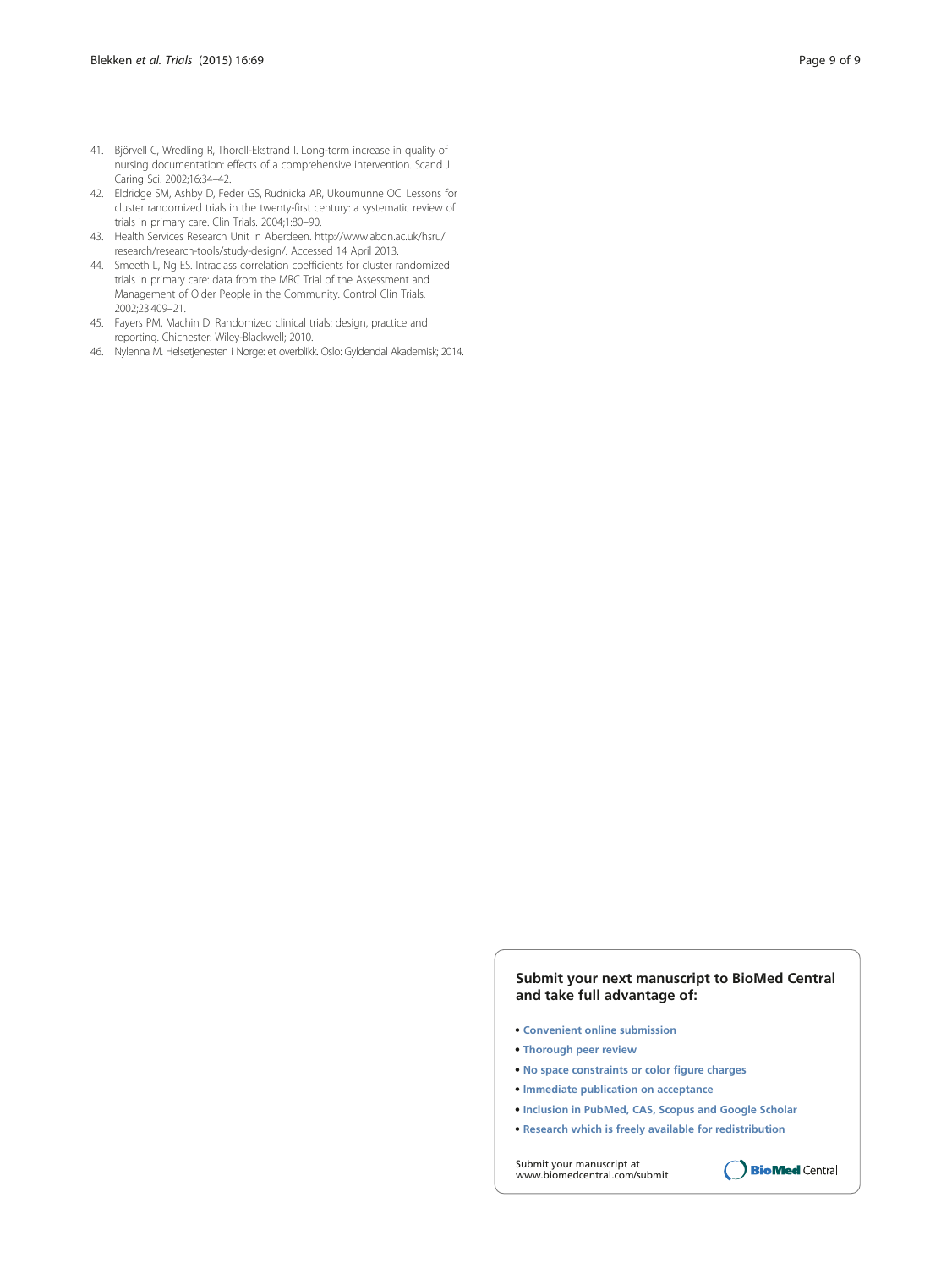41. Björvell C, Wredling R, Thorell-Ekstrand I. Long-term increase in quality of nursing documentation: effects of a comprehensive intervention. Scand J Caring Sci. 2002;16:34–42.
42. Eldridge SM, Ashby D, Feder GS, Rudnicka AR, Ukoumunne OC. Lessons for cluster randomized trials in the twenty-first century: a systematic review of trials in primary care. Clin Trials. 2004;1:80–90.
43. Health Services Research Unit in Aberdeen. http://www.abdn.ac.uk/hsru/research/research-tools/study-design/. Accessed 14 April 2013.
44. Smeeth L, Ng ES. Intraclass correlation coefficients for cluster randomized trials in primary care: data from the MRC Trial of the Assessment and Management of Older People in the Community. Control Clin Trials. 2002;23:409–21.
45. Fayers PM, Machin D. Randomized clinical trials: design, practice and reporting. Chichester: Wiley-Blackwell; 2010.
46. Nylenna M. Helsetjenesten i Norge: et overblikk. Oslo: Gyldendal Akademisk; 2014.

**Submit your next manuscript to BioMed Central and take full advantage of:**

- **Convenient online submission**
- **Thorough peer review**
- **No space constraints or color figure charges**
- **Immediate publication on acceptance**
- **Inclusion in PubMed, CAS, Scopus and Google Scholar**
- **Research which is freely available for redistribution**

Submit your manuscript at
www.biomedcentral.com/submit

BioMed Central